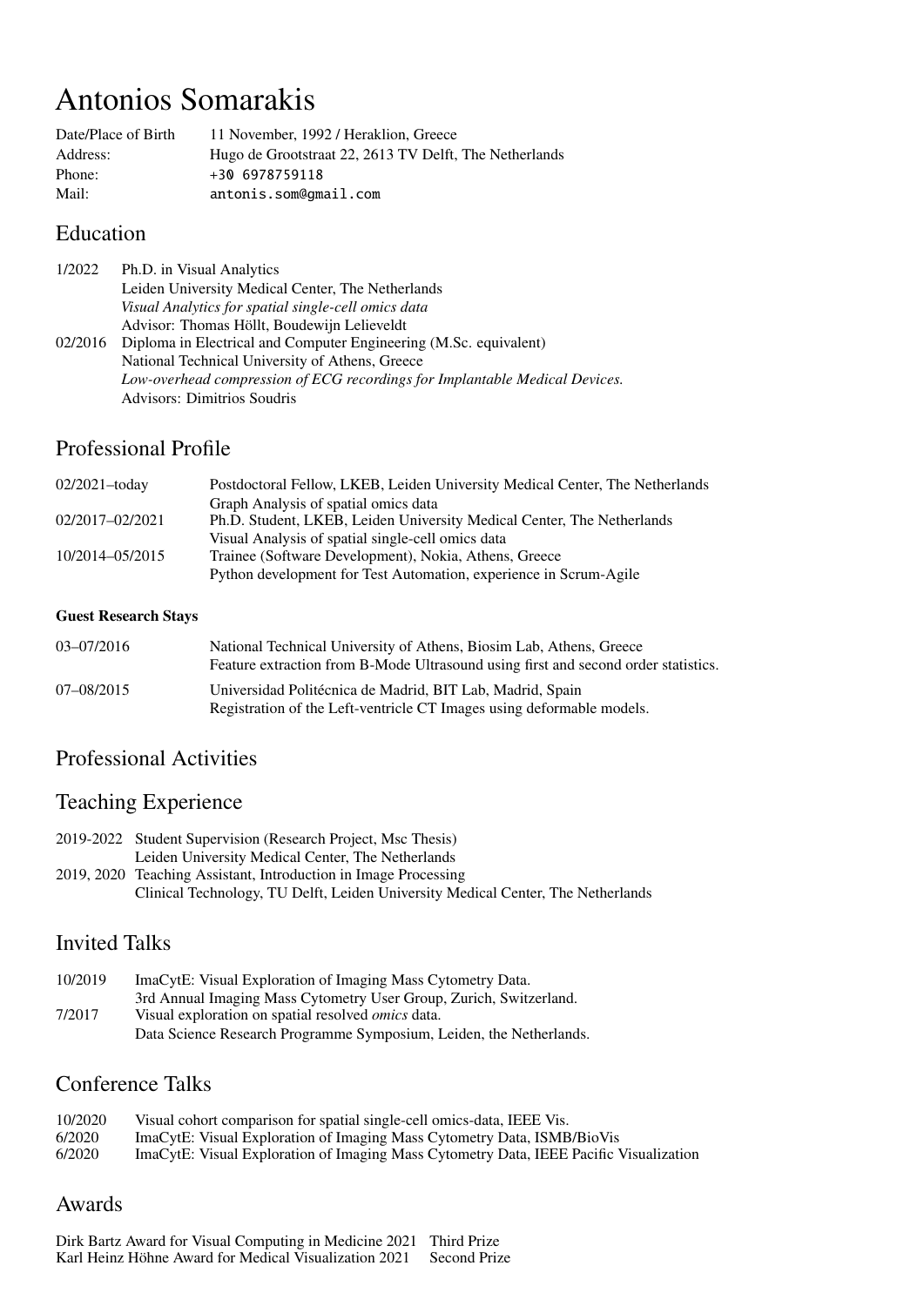# Antonios Somarakis

| | |
|---|---|
| Date/Place of Birth | 11 November, 1992 / Heraklion, Greece |
| Address: | Hugo de Grootstraat 22, 2613 TV Delft, The Netherlands |
| Phone: | `+30 6978759118` |
| Mail: | `antonis.som@gmail.com` |

## Education

| | |
|---|---|
| 1/2022 | Ph.D. in Visual Analytics<br>Leiden University Medical Center, The Netherlands<br>*Visual Analytics for spatial single-cell omics data*<br>Advisor: Thomas Höllt, Boudewijn Lelieveldt |
| 02/2016 | Diploma in Electrical and Computer Engineering (M.Sc. equivalent)<br>National Technical University of Athens, Greece<br>*Low-overhead compression of ECG recordings for Implantable Medical Devices.*<br>Advisors: Dimitrios Soudris |

## Professional Profile

| | |
|---|---|
| 02/2021–today | Postdoctoral Fellow, LKEB, Leiden University Medical Center, The Netherlands<br>Graph Analysis of spatial omics data |
| 02/2017–02/2021 | Ph.D. Student, LKEB, Leiden University Medical Center, The Netherlands<br>Visual Analysis of spatial single-cell omics data |
| 10/2014–05/2015 | Trainee (Software Development), Nokia, Athens, Greece<br>Python development for Test Automation, experience in Scrum-Agile |

### Guest Research Stays

| | |
|---|---|
| 03–07/2016 | National Technical University of Athens, Biosim Lab, Athens, Greece<br>Feature extraction from B-Mode Ultrasound using first and second order statistics. |
| 07–08/2015 | Universidad Politécnica de Madrid, BIT Lab, Madrid, Spain<br>Registration of the Left-ventricle CT Images using deformable models. |

## Professional Activities

## Teaching Experience

| | |
|---|---|
| 2019-2022 | Student Supervision (Research Project, Msc Thesis)<br>Leiden University Medical Center, The Netherlands |
| 2019, 2020 | Teaching Assistant, Introduction in Image Processing<br>Clinical Technology, TU Delft, Leiden University Medical Center, The Netherlands |

## Invited Talks

| | |
|---|---|
| 10/2019 | ImaCytE: Visual Exploration of Imaging Mass Cytometry Data.<br>3rd Annual Imaging Mass Cytometry User Group, Zurich, Switzerland. |
| 7/2017 | Visual exploration on spatial resolved *omics* data.<br>Data Science Research Programme Symposium, Leiden, the Netherlands. |

## Conference Talks

| | |
|---|---|
| 10/2020 | Visual cohort comparison for spatial single-cell omics-data, IEEE Vis. |
| 6/2020 | ImaCytE: Visual Exploration of Imaging Mass Cytometry Data, ISMB/BioVis |
| 6/2020 | ImaCytE: Visual Exploration of Imaging Mass Cytometry Data, IEEE Pacific Visualization |

## Awards

| | |
|---|---|
| Dirk Bartz Award for Visual Computing in Medicine 2021 | Third Prize |
| Karl Heinz Höhne Award for Medical Visualization 2021 | Second Prize |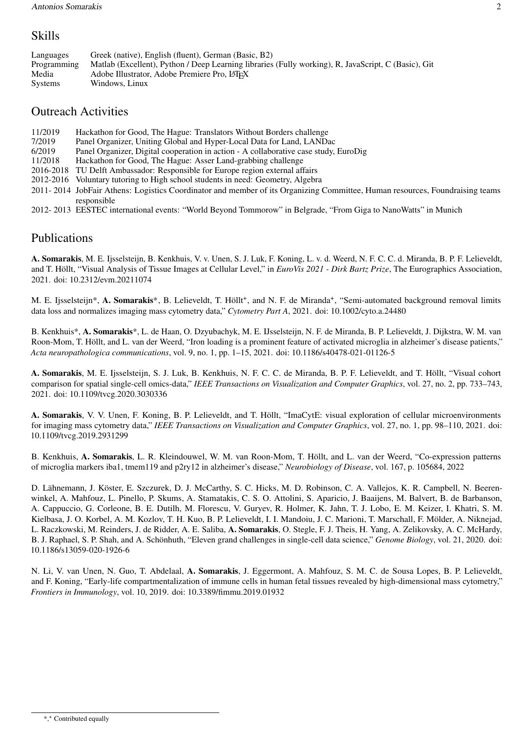## Skills

| | |
|---|---|
| Languages | Greek (native), English (fluent), German (Basic, B2) |
| Programming | Matlab (Excellent), Python / Deep Learning libraries (Fully working), R, JavaScript, C (Basic), Git |
| Media | Adobe Illustrator, Adobe Premiere Pro, LaTeX |
| Systems | Windows, Linux |

## Outreach Activities

| | |
|---|---|
| 11/2019 | Hackathon for Good, The Hague: Translators Without Borders challenge |
| 7/2019 | Panel Organizer, Uniting Global and Hyper-Local Data for Land, LANDac |
| 6/2019 | Panel Organizer, Digital cooperation in action - A collaborative case study, EuroDig |
| 11/2018 | Hackathon for Good, The Hague: Asser Land-grabbing challenge |
| 2016-2018 | TU Delft Ambassador: Responsible for Europe region external affairs |
| 2012-2016 | Voluntary tutoring to High school students in need: Geometry, Algebra |
| 2011- 2014 | JobFair Athens: Logistics Coordinator and member of its Organizing Committee, Human resources, Foundraising teams responsible |
| 2012- 2013 | EESTEC international events: "World Beyond Tommorow" in Belgrade, "From Giga to NanoWatts" in Munich |

## Publications

**A. Somarakis**, M. E. Ijsselsteijn, B. Kenkhuis, V. v. Unen, S. J. Luk, F. Koning, L. v. d. Weerd, N. F. C. C. d. Miranda, B. P. F. Lelieveldt, and T. Höllt, "Visual Analysis of Tissue Images at Cellular Level," in *EuroVis 2021 - Dirk Bartz Prize*, The Eurographics Association, 2021. doi: 10.2312/evm.20211074

M. E. Ijsselsteijn*, **A. Somarakis***, B. Lelieveldt, T. Höllt+, and N. F. de Miranda+, "Semi-automated background removal limits data loss and normalizes imaging mass cytometry data," *Cytometry Part A*, 2021. doi: 10.1002/cyto.a.24480

B. Kenkhuis*, **A. Somarakis***, L. de Haan, O. Dzyubachyk, M. E. IJsselsteijn, N. F. de Miranda, B. P. Lelieveldt, J. Dijkstra, W. M. van Roon-Mom, T. Höllt, and L. van der Weerd, "Iron loading is a prominent feature of activated microglia in alzheimer's disease patients," *Acta neuropathologica communications*, vol. 9, no. 1, pp. 1–15, 2021. doi: 10.1186/s40478-021-01126-5

**A. Somarakis**, M. E. Ijsselsteijn, S. J. Luk, B. Kenkhuis, N. F. C. C. de Miranda, B. P. F. Lelieveldt, and T. Höllt, "Visual cohort comparison for spatial single-cell omics-data," *IEEE Transactions on Visualization and Computer Graphics*, vol. 27, no. 2, pp. 733–743, 2021. doi: 10.1109/tvcg.2020.3030336

**A. Somarakis**, V. V. Unen, F. Koning, B. P. Lelieveldt, and T. Höllt, "ImaCytE: visual exploration of cellular microenvironments for imaging mass cytometry data," *IEEE Transactions on Visualization and Computer Graphics*, vol. 27, no. 1, pp. 98–110, 2021. doi: 10.1109/tvcg.2019.2931299

B. Kenkhuis, **A. Somarakis**, L. R. Kleindouwel, W. M. van Roon-Mom, T. Höllt, and L. van der Weerd, "Co-expression patterns of microglia markers iba1, tmem119 and p2ry12 in alzheimer's disease," *Neurobiology of Disease*, vol. 167, p. 105684, 2022

D. Lähnemann, J. Köster, E. Szczurek, D. J. McCarthy, S. C. Hicks, M. D. Robinson, C. A. Vallejos, K. R. Campbell, N. Beerenwinkel, A. Mahfouz, L. Pinello, P. Skums, A. Stamatakis, C. S. O. Attolini, S. Aparicio, J. Baaijens, M. Balvert, B. de Barbanson, A. Cappuccio, G. Corleone, B. E. Dutilh, M. Florescu, V. Guryev, R. Holmer, K. Jahn, T. J. Lobo, E. M. Keizer, I. Khatri, S. M. Kielbasa, J. O. Korbel, A. M. Kozlov, T. H. Kuo, B. P. Lelieveldt, I. I. Mandoiu, J. C. Marioni, T. Marschall, F. Mölder, A. Niknejad, L. Raczkowski, M. Reinders, J. de Ridder, A. E. Saliba, **A. Somarakis**, O. Stegle, F. J. Theis, H. Yang, A. Zelikovsky, A. C. McHardy, B. J. Raphael, S. P. Shah, and A. Schönhuth, "Eleven grand challenges in single-cell data science," *Genome Biology*, vol. 21, 2020. doi: 10.1186/s13059-020-1926-6

N. Li, V. van Unen, N. Guo, T. Abdelaal, **A. Somarakis**, J. Eggermont, A. Mahfouz, S. M. C. de Sousa Lopes, B. P. Lelieveldt, and F. Koning, "Early-life compartmentalization of immune cells in human fetal tissues revealed by high-dimensional mass cytometry," *Frontiers in Immunology*, vol. 10, 2019. doi: 10.3389/fimmu.2019.01932

*,+ Contributed equally